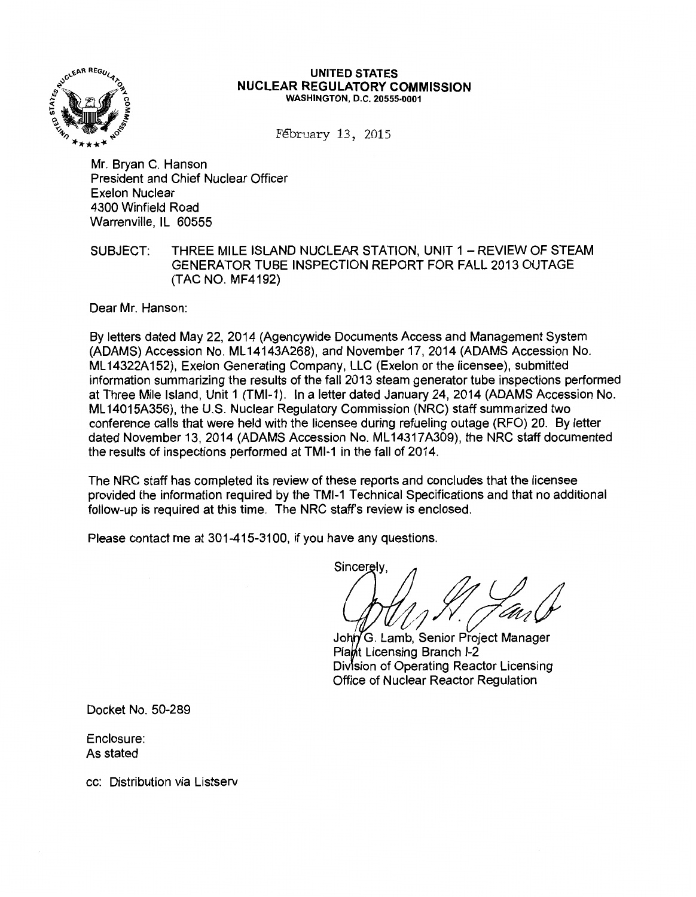**UNITED STATES**
**NUCLEAR REGULATORY COMMISSION**
**WASHINGTON, D.C. 20555-0001**

February 13, 2015

Mr. Bryan C. Hanson
President and Chief Nuclear Officer
Exelon Nuclear
4300 Winfield Road
Warrenville, IL 60555

SUBJECT: THREE MILE ISLAND NUCLEAR STATION, UNIT 1 – REVIEW OF STEAM GENERATOR TUBE INSPECTION REPORT FOR FALL 2013 OUTAGE (TAC NO. MF4192)

Dear Mr. Hanson:

By letters dated May 22, 2014 (Agencywide Documents Access and Management System (ADAMS) Accession No. ML14143A268), and November 17, 2014 (ADAMS Accession No. ML14322A152), Exelon Generating Company, LLC (Exelon or the licensee), submitted information summarizing the results of the fall 2013 steam generator tube inspections performed at Three Mile Island, Unit 1 (TMI-1). In a letter dated January 24, 2014 (ADAMS Accession No. ML14015A356), the U.S. Nuclear Regulatory Commission (NRC) staff summarized two conference calls that were held with the licensee during refueling outage (RFO) 20. By letter dated November 13, 2014 (ADAMS Accession No. ML14317A309), the NRC staff documented the results of inspections performed at TMI-1 in the fall of 2014.

The NRC staff has completed its review of these reports and concludes that the licensee provided the information required by the TMI-1 Technical Specifications and that no additional follow-up is required at this time. The NRC staff's review is enclosed.

Please contact me at 301-415-3100, if you have any questions.

Sincerely,

John G. Lamb, Senior Project Manager
Plant Licensing Branch I-2
Division of Operating Reactor Licensing
Office of Nuclear Reactor Regulation

Docket No. 50-289

Enclosure:
As stated

cc: Distribution via Listserv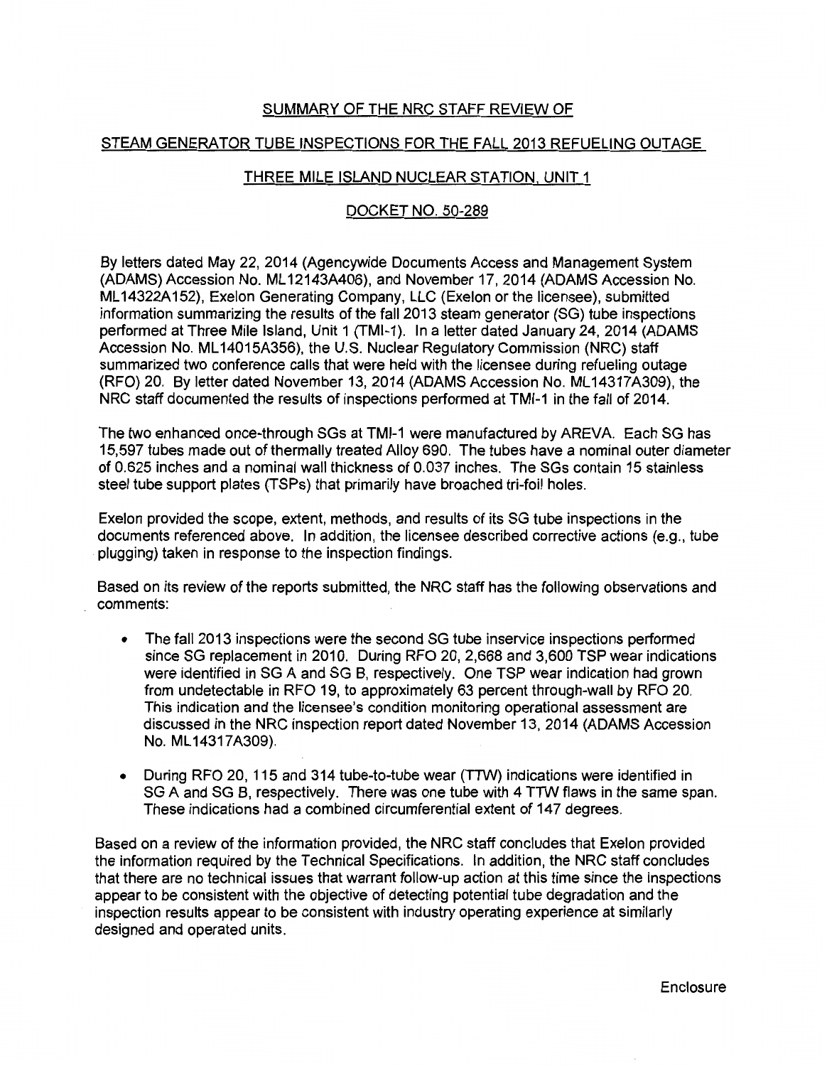SUMMARY OF THE NRC STAFF REVIEW OF

STEAM GENERATOR TUBE INSPECTIONS FOR THE FALL 2013 REFUELING OUTAGE

THREE MILE ISLAND NUCLEAR STATION, UNIT 1

DOCKET NO. 50-289

By letters dated May 22, 2014 (Agencywide Documents Access and Management System (ADAMS) Accession No. ML12143A406), and November 17, 2014 (ADAMS Accession No. ML14322A152), Exelon Generating Company, LLC (Exelon or the licensee), submitted information summarizing the results of the fall 2013 steam generator (SG) tube inspections performed at Three Mile Island, Unit 1 (TMI-1). In a letter dated January 24, 2014 (ADAMS Accession No. ML14015A356), the U.S. Nuclear Regulatory Commission (NRC) staff summarized two conference calls that were held with the licensee during refueling outage (RFO) 20. By letter dated November 13, 2014 (ADAMS Accession No. ML14317A309), the NRC staff documented the results of inspections performed at TMI-1 in the fall of 2014.

The two enhanced once-through SGs at TMI-1 were manufactured by AREVA. Each SG has 15,597 tubes made out of thermally treated Alloy 690. The tubes have a nominal outer diameter of 0.625 inches and a nominal wall thickness of 0.037 inches. The SGs contain 15 stainless steel tube support plates (TSPs) that primarily have broached tri-foil holes.

Exelon provided the scope, extent, methods, and results of its SG tube inspections in the documents referenced above. In addition, the licensee described corrective actions (e.g., tube plugging) taken in response to the inspection findings.

Based on its review of the reports submitted, the NRC staff has the following observations and comments:

- The fall 2013 inspections were the second SG tube inservice inspections performed since SG replacement in 2010. During RFO 20, 2,668 and 3,600 TSP wear indications were identified in SG A and SG B, respectively. One TSP wear indication had grown from undetectable in RFO 19, to approximately 63 percent through-wall by RFO 20. This indication and the licensee's condition monitoring operational assessment are discussed in the NRC inspection report dated November 13, 2014 (ADAMS Accession No. ML14317A309).
- During RFO 20, 115 and 314 tube-to-tube wear (TTW) indications were identified in SG A and SG B, respectively. There was one tube with 4 TTW flaws in the same span. These indications had a combined circumferential extent of 147 degrees.

Based on a review of the information provided, the NRC staff concludes that Exelon provided the information required by the Technical Specifications. In addition, the NRC staff concludes that there are no technical issues that warrant follow-up action at this time since the inspections appear to be consistent with the objective of detecting potential tube degradation and the inspection results appear to be consistent with industry operating experience at similarly designed and operated units.

Enclosure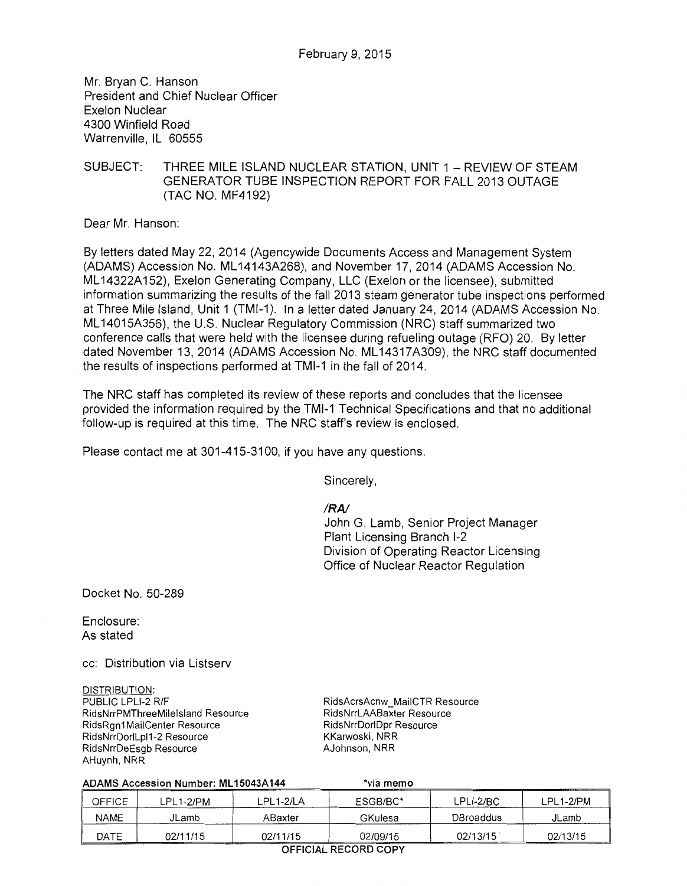February 9, 2015

Mr. Bryan C. Hanson
President and Chief Nuclear Officer
Exelon Nuclear
4300 Winfield Road
Warrenville, IL 60555

SUBJECT: THREE MILE ISLAND NUCLEAR STATION, UNIT 1 – REVIEW OF STEAM GENERATOR TUBE INSPECTION REPORT FOR FALL 2013 OUTAGE (TAC NO. MF4192)

Dear Mr. Hanson:

By letters dated May 22, 2014 (Agencywide Documents Access and Management System (ADAMS) Accession No. ML14143A268), and November 17, 2014 (ADAMS Accession No. ML14322A152), Exelon Generating Company, LLC (Exelon or the licensee), submitted information summarizing the results of the fall 2013 steam generator tube inspections performed at Three Mile Island, Unit 1 (TMI-1). In a letter dated January 24, 2014 (ADAMS Accession No. ML14015A356), the U.S. Nuclear Regulatory Commission (NRC) staff summarized two conference calls that were held with the licensee during refueling outage (RFO) 20. By letter dated November 13, 2014 (ADAMS Accession No. ML14317A309), the NRC staff documented the results of inspections performed at TMI-1 in the fall of 2014.

The NRC staff has completed its review of these reports and concludes that the licensee provided the information required by the TMI-1 Technical Specifications and that no additional follow-up is required at this time. The NRC staff's review is enclosed.

Please contact me at 301-415-3100, if you have any questions.

Sincerely,

*/RA/*
John G. Lamb, Senior Project Manager
Plant Licensing Branch I-2
Division of Operating Reactor Licensing
Office of Nuclear Reactor Regulation

Docket No. 50-289

Enclosure:
As stated

cc: Distribution via Listserv

DISTRIBUTION:
PUBLIC LPLI-2 R/F
RidsNrrPMThreeMileIsland Resource
RidsRgn1MailCenter Resource
RidsNrrDorlLpl1-2 Resource
RidsNrrDeEsgb Resource
AHuynh, NRR
RidsAcrsAcnw_MailCTR Resource
RidsNrrLAABaxter Resource
RidsNrrDorlDpr Resource
KKarwoski, NRR
AJohnson, NRR

**ADAMS Accession Number: ML15043A144** *via memo

| OFFICE | LPL1-2/PM | LPL1-2/LA | ESGB/BC* | LPLI-2/BC | LPL1-2/PM |
|---|---|---|---|---|---|
| NAME | JLamb | ABaxter | GKulesa | DBroaddus | JLamb |
| DATE | 02/11/15 | 02/11/15 | 02/09/15 | 02/13/15 | 02/13/15 |

**OFFICIAL RECORD COPY**